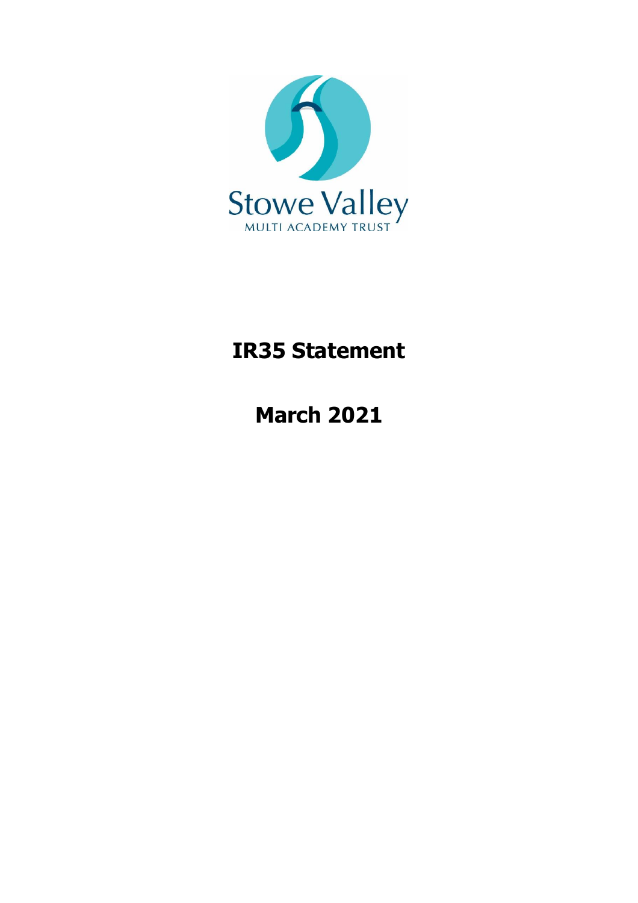Stowe Valley

MULTI ACADEMY TRUST

# IR35 Statement

# March 2021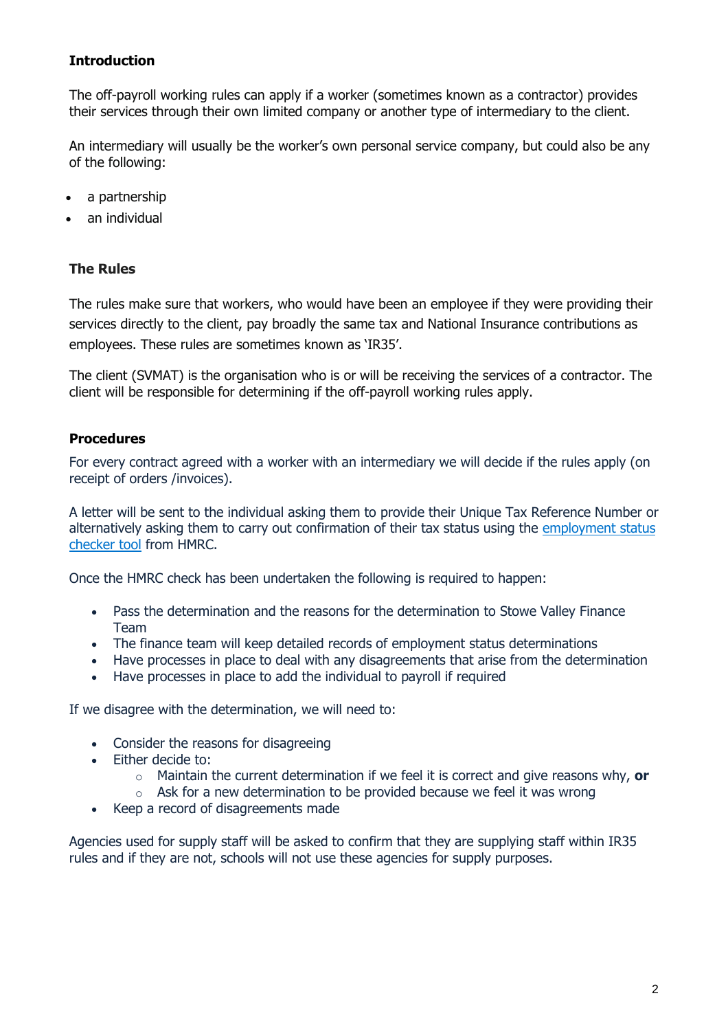**Introduction**

The off-payroll working rules can apply if a worker (sometimes known as a contractor) provides their services through their own limited company or another type of intermediary to the client.

An intermediary will usually be the worker's own personal service company, but could also be any of the following:

- a partnership
- an individual

**The Rules**

The rules make sure that workers, who would have been an employee if they were providing their services directly to the client, pay broadly the same tax and National Insurance contributions as employees. These rules are sometimes known as 'IR35'.

The client (SVMAT) is the organisation who is or will be receiving the services of a contractor. The client will be responsible for determining if the off-payroll working rules apply.

**Procedures**

For every contract agreed with a worker with an intermediary we will decide if the rules apply (on receipt of orders /invoices).

A letter will be sent to the individual asking them to provide their Unique Tax Reference Number or alternatively asking them to carry out confirmation of their tax status using the employment status checker tool from HMRC.

Once the HMRC check has been undertaken the following is required to happen:

- Pass the determination and the reasons for the determination to Stowe Valley Finance Team
- The finance team will keep detailed records of employment status determinations
- Have processes in place to deal with any disagreements that arise from the determination
- Have processes in place to add the individual to payroll if required

If we disagree with the determination, we will need to:

- Consider the reasons for disagreeing
- Either decide to:
  - Maintain the current determination if we feel it is correct and give reasons why, **or**
  - Ask for a new determination to be provided because we feel it was wrong
- Keep a record of disagreements made

Agencies used for supply staff will be asked to confirm that they are supplying staff within IR35 rules and if they are not, schools will not use these agencies for supply purposes.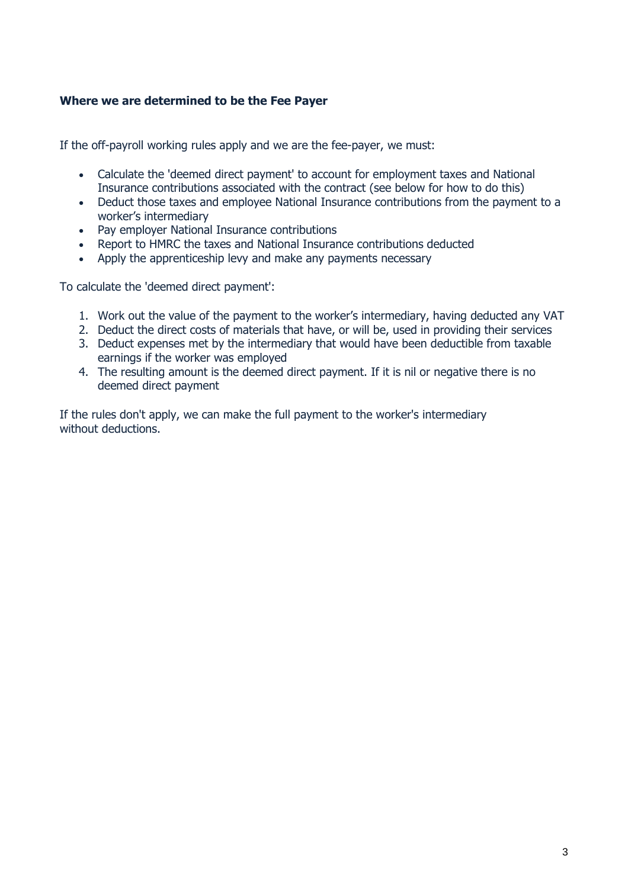**Where we are determined to be the Fee Payer**

If the off-payroll working rules apply and we are the fee-payer, we must:

- Calculate the 'deemed direct payment' to account for employment taxes and National Insurance contributions associated with the contract (see below for how to do this)
- Deduct those taxes and employee National Insurance contributions from the payment to a worker's intermediary
- Pay employer National Insurance contributions
- Report to HMRC the taxes and National Insurance contributions deducted
- Apply the apprenticeship levy and make any payments necessary

To calculate the 'deemed direct payment':

1. Work out the value of the payment to the worker's intermediary, having deducted any VAT
2. Deduct the direct costs of materials that have, or will be, used in providing their services
3. Deduct expenses met by the intermediary that would have been deductible from taxable earnings if the worker was employed
4. The resulting amount is the deemed direct payment. If it is nil or negative there is no deemed direct payment

If the rules don't apply, we can make the full payment to the worker's intermediary without deductions.